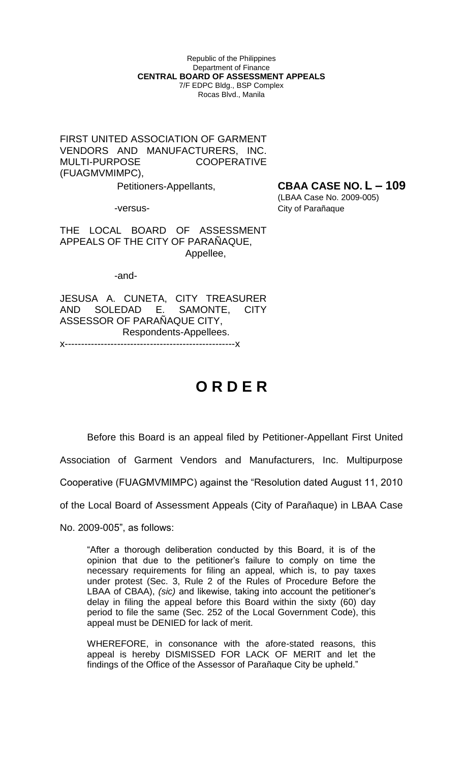Republic of the Philippines
Department of Finance
**CENTRAL BOARD OF ASSESSMENT APPEALS**
7/F EDPC Bldg., BSP Complex
Rocas Blvd., Manila

FIRST UNITED ASSOCIATION OF GARMENT VENDORS AND MANUFACTURERS, INC. MULTI-PURPOSE COOPERATIVE (FUAGMVMIMPC),

Petitioners-Appellants,

**CBAA CASE NO. L – 109**
(LBAA Case No. 2009-005)
City of Parañaque

-versus-

THE LOCAL BOARD OF ASSESSMENT APPEALS OF THE CITY OF PARAÑAQUE,
Appellee,

-and-

JESUSA A. CUNETA, CITY TREASURER AND SOLEDAD E. SAMONTE, CITY ASSESSOR OF PARAÑAQUE CITY,
Respondents-Appellees.

x---------------------------------------------------x

# O R D E R

Before this Board is an appeal filed by Petitioner-Appellant First United Association of Garment Vendors and Manufacturers, Inc. Multipurpose Cooperative (FUAGMVMIMPC) against the "Resolution dated August 11, 2010 of the Local Board of Assessment Appeals (City of Parañaque) in LBAA Case No. 2009-005", as follows:

> "After a thorough deliberation conducted by this Board, it is of the opinion that due to the petitioner's failure to comply on time the necessary requirements for filing an appeal, which is, to pay taxes under protest (Sec. 3, Rule 2 of the Rules of Procedure Before the LBAA of CBAA), *(sic)* and likewise, taking into account the petitioner's delay in filing the appeal before this Board within the sixty (60) day period to file the same (Sec. 252 of the Local Government Code), this appeal must be DENIED for lack of merit.
>
> WHEREFORE, in consonance with the afore-stated reasons, this appeal is hereby DISMISSED FOR LACK OF MERIT and let the findings of the Office of the Assessor of Parañaque City be upheld."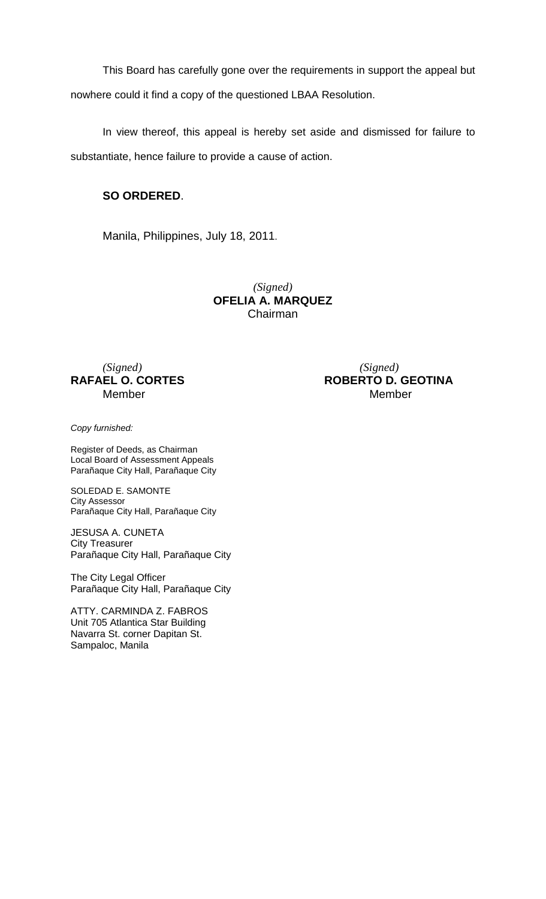This Board has carefully gone over the requirements in support the appeal but nowhere could it find a copy of the questioned LBAA Resolution.

In view thereof, this appeal is hereby set aside and dismissed for failure to substantiate, hence failure to provide a cause of action.

**SO ORDERED**.

Manila, Philippines, July 18, 2011.

*(Signed)*
**OFELIA A. MARQUEZ**
Chairman

*(Signed)*
**RAFAEL O. CORTES**
Member

*(Signed)*
**ROBERTO D. GEOTINA**
Member

*Copy furnished:*

Register of Deeds, as Chairman
Local Board of Assessment Appeals
Parañaque City Hall, Parañaque City

SOLEDAD E. SAMONTE
City Assessor
Parañaque City Hall, Parañaque City

JESUSA A. CUNETA
City Treasurer
Parañaque City Hall, Parañaque City

The City Legal Officer
Parañaque City Hall, Parañaque City

ATTY. CARMINDA Z. FABROS
Unit 705 Atlantica Star Building
Navarra St. corner Dapitan St.
Sampaloc, Manila